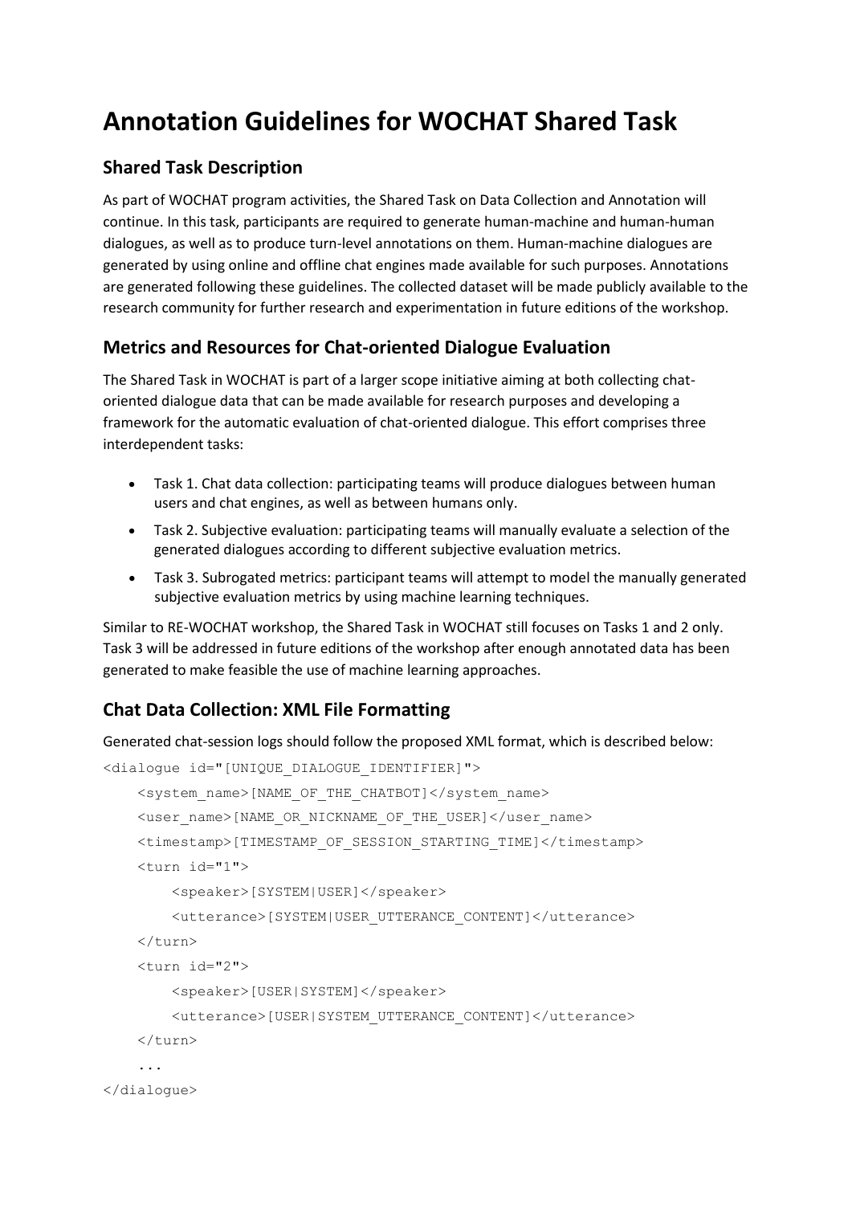# Annotation Guidelines for WOCHAT Shared Task

## Shared Task Description

As part of WOCHAT program activities, the Shared Task on Data Collection and Annotation will continue. In this task, participants are required to generate human-machine and human-human dialogues, as well as to produce turn-level annotations on them. Human-machine dialogues are generated by using online and offline chat engines made available for such purposes. Annotations are generated following these guidelines. The collected dataset will be made publicly available to the research community for further research and experimentation in future editions of the workshop.

## Metrics and Resources for Chat-oriented Dialogue Evaluation

The Shared Task in WOCHAT is part of a larger scope initiative aiming at both collecting chat-oriented dialogue data that can be made available for research purposes and developing a framework for the automatic evaluation of chat-oriented dialogue. This effort comprises three interdependent tasks:

- Task 1. Chat data collection: participating teams will produce dialogues between human users and chat engines, as well as between humans only.
- Task 2. Subjective evaluation: participating teams will manually evaluate a selection of the generated dialogues according to different subjective evaluation metrics.
- Task 3. Subrogated metrics: participant teams will attempt to model the manually generated subjective evaluation metrics by using machine learning techniques.

Similar to RE-WOCHAT workshop, the Shared Task in WOCHAT still focuses on Tasks 1 and 2 only. Task 3 will be addressed in future editions of the workshop after enough annotated data has been generated to make feasible the use of machine learning approaches.

## Chat Data Collection: XML File Formatting

Generated chat-session logs should follow the proposed XML format, which is described below:

```
<dialogue id="[UNIQUE_DIALOGUE_IDENTIFIER]">
    <system_name>[NAME_OF_THE_CHATBOT]</system_name>
    <user_name>[NAME_OR_NICKNAME_OF_THE_USER]</user_name>
    <timestamp>[TIMESTAMP_OF_SESSION_STARTING_TIME]</timestamp>
    <turn id="1">
        <speaker>[SYSTEM|USER]</speaker>
        <utterance>[SYSTEM|USER_UTTERANCE_CONTENT]</utterance>
    </turn>
    <turn id="2">
        <speaker>[USER|SYSTEM]</speaker>
        <utterance>[USER|SYSTEM_UTTERANCE_CONTENT]</utterance>
    </turn>
    ...
</dialogue>
```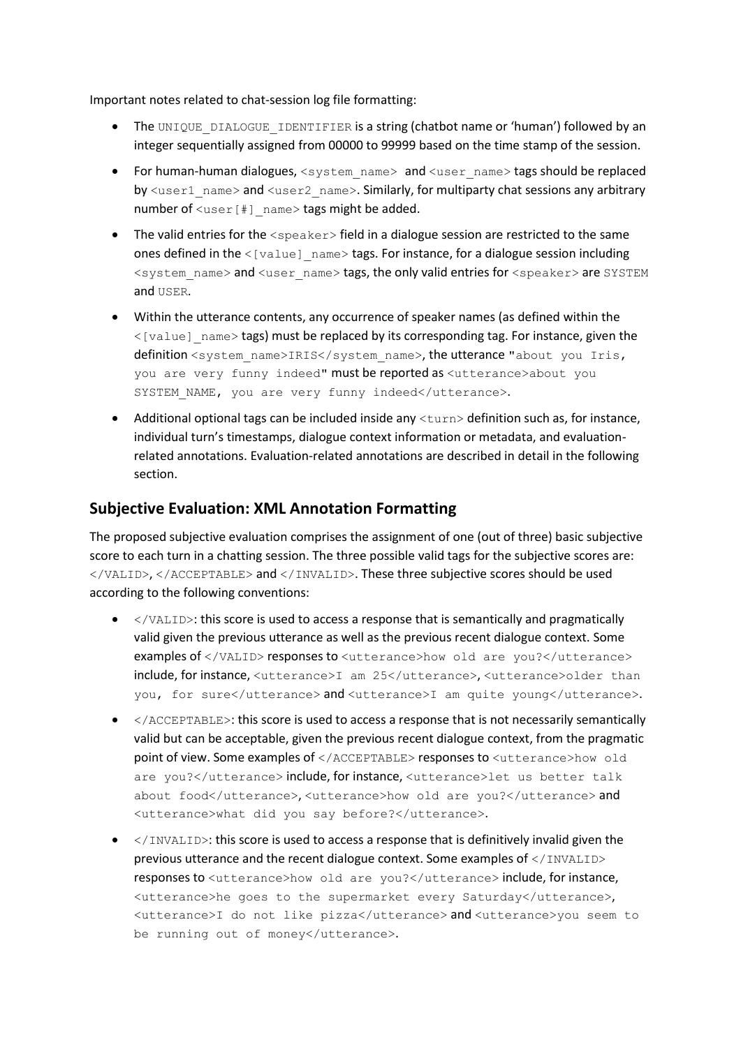Important notes related to chat-session log file formatting:

- The `UNIQUE_DIALOGUE_IDENTIFIER` is a string (chatbot name or 'human') followed by an integer sequentially assigned from 00000 to 99999 based on the time stamp of the session.
- For human-human dialogues, `<system_name>` and `<user_name>` tags should be replaced by `<user1_name>` and `<user2_name>`. Similarly, for multiparty chat sessions any arbitrary number of `<user[#]_name>` tags might be added.
- The valid entries for the `<speaker>` field in a dialogue session are restricted to the same ones defined in the `<[value]_name>` tags. For instance, for a dialogue session including `<system_name>` and `<user_name>` tags, the only valid entries for `<speaker>` are `SYSTEM` and `USER`.
- Within the utterance contents, any occurrence of speaker names (as defined within the `<[value]_name>` tags) must be replaced by its corresponding tag. For instance, given the definition `<system_name>IRIS</system_name>`, the utterance "`about you Iris, you are very funny indeed`" must be reported as `<utterance>about you SYSTEM_NAME, you are very funny indeed</utterance>`.
- Additional optional tags can be included inside any `<turn>` definition such as, for instance, individual turn's timestamps, dialogue context information or metadata, and evaluation-related annotations. Evaluation-related annotations are described in detail in the following section.

## Subjective Evaluation: XML Annotation Formatting

The proposed subjective evaluation comprises the assignment of one (out of three) basic subjective score to each turn in a chatting session. The three possible valid tags for the subjective scores are: `</VALID>`, `</ACCEPTABLE>` and `</INVALID>`. These three subjective scores should be used according to the following conventions:

- `</VALID>`: this score is used to access a response that is semantically and pragmatically valid given the previous utterance as well as the previous recent dialogue context. Some examples of `</VALID>` responses to `<utterance>how old are you?</utterance>` include, for instance, `<utterance>I am 25</utterance>`, `<utterance>older than you, for sure</utterance>` and `<utterance>I am quite young</utterance>`.
- `</ACCEPTABLE>`: this score is used to access a response that is not necessarily semantically valid but can be acceptable, given the previous recent dialogue context, from the pragmatic point of view. Some examples of `</ACCEPTABLE>` responses to `<utterance>how old are you?</utterance>` include, for instance, `<utterance>let us better talk about food</utterance>`, `<utterance>how old are you?</utterance>` and `<utterance>what did you say before?</utterance>`.
- `</INVALID>`: this score is used to access a response that is definitively invalid given the previous utterance and the recent dialogue context. Some examples of `</INVALID>` responses to `<utterance>how old are you?</utterance>` include, for instance, `<utterance>he goes to the supermarket every Saturday</utterance>`, `<utterance>I do not like pizza</utterance>` and `<utterance>you seem to be running out of money</utterance>`.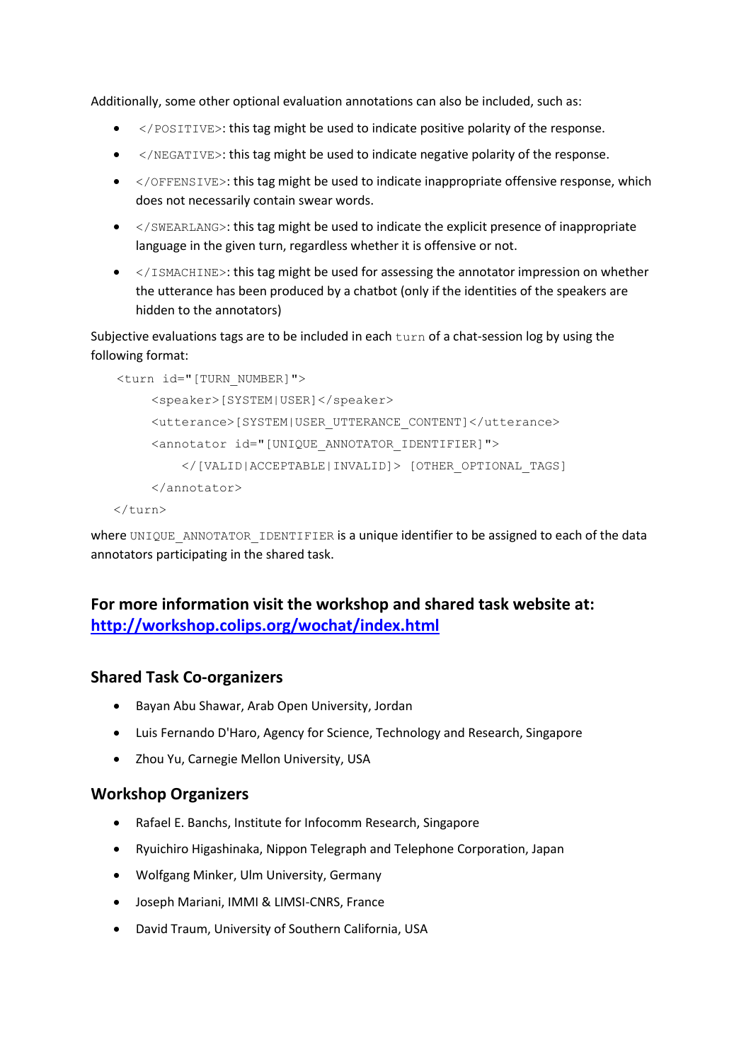Additionally, some other optional evaluation annotations can also be included, such as:

- `</POSITIVE>`: this tag might be used to indicate positive polarity of the response.
- `</NEGATIVE>`: this tag might be used to indicate negative polarity of the response.
- `</OFFENSIVE>`: this tag might be used to indicate inappropriate offensive response, which does not necessarily contain swear words.
- `</SWEARLANG>`: this tag might be used to indicate the explicit presence of inappropriate language in the given turn, regardless whether it is offensive or not.
- `</ISMACHINE>`: this tag might be used for assessing the annotator impression on whether the utterance has been produced by a chatbot (only if the identities of the speakers are hidden to the annotators)

Subjective evaluations tags are to be included in each `turn` of a chat-session log by using the following format:

```
<turn id="[TURN_NUMBER]">
    <speaker>[SYSTEM|USER]</speaker>
    <utterance>[SYSTEM|USER_UTTERANCE_CONTENT]</utterance>
    <annotator id="[UNIQUE_ANNOTATOR_IDENTIFIER]">
        </[VALID|ACCEPTABLE|INVALID]> [OTHER_OPTIONAL_TAGS]
    </annotator>
</turn>
```

where `UNIQUE_ANNOTATOR_IDENTIFIER` is a unique identifier to be assigned to each of the data annotators participating in the shared task.

## For more information visit the workshop and shared task website at: [http://workshop.colips.org/wochat/index.html](http://workshop.colips.org/wochat/index.html)

### Shared Task Co-organizers

- Bayan Abu Shawar, Arab Open University, Jordan
- Luis Fernando D'Haro, Agency for Science, Technology and Research, Singapore
- Zhou Yu, Carnegie Mellon University, USA

### Workshop Organizers

- Rafael E. Banchs, Institute for Infocomm Research, Singapore
- Ryuichiro Higashinaka, Nippon Telegraph and Telephone Corporation, Japan
- Wolfgang Minker, Ulm University, Germany
- Joseph Mariani, IMMI & LIMSI-CNRS, France
- David Traum, University of Southern California, USA